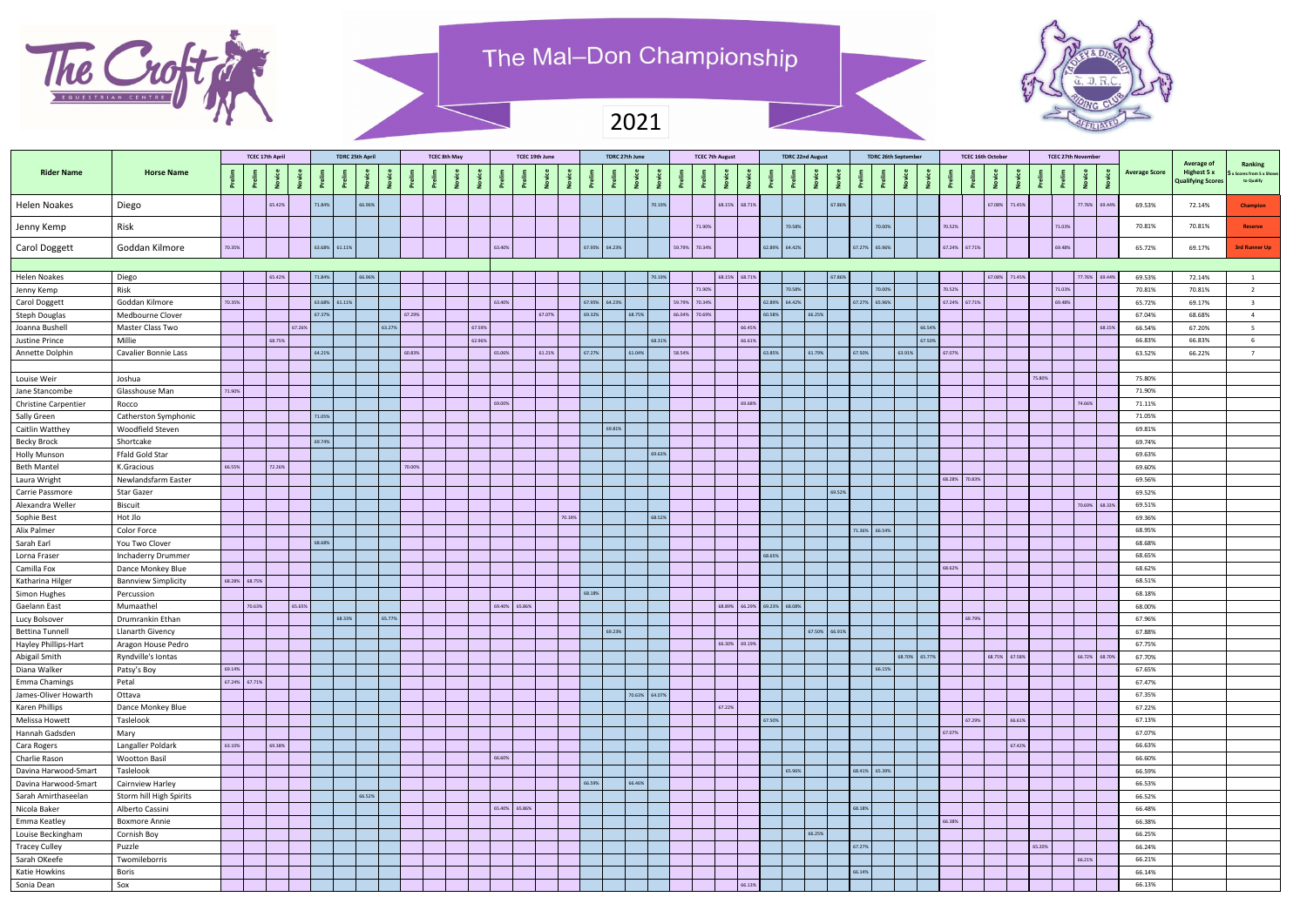# The Mal–Don Championship

## 2021

| Rider Name | Horse Name | TCEC 17th April | | | | TDRC 25th April | | | | TCEC 8th May | | | | TCEC 19th June | | | | TDRC 27th June | | | | TCEC 7th August | | | | TDRC 22nd August | | | | TDRC 26th September | | | | TCEC 16th October | | | | TCEC 27th November | | | | Average Score | Average of Highest 5 x Qualifying Scores | Ranking 5 x Scores from 5 x Shows to Qualify |
|---|---|---|---|---|---|---|---|---|---|---|---|---|---|---|---|---|---|---|---|---|---|---|---|---|---|---|---|---|---|---|---|---|---|---|---|---|---|---|---|---|---|---|---|---|
| | | Prelim | Prelim | Novice | Novice | Prelim | Prelim | Novice | Novice | Prelim | Prelim | Novice | Novice | Prelim | Prelim | Novice | Novice | Prelim | Prelim | Novice | Novice | Prelim | Prelim | Novice | Novice | Prelim | Prelim | Novice | Novice | Prelim | Prelim | Novice | Novice | Prelim | Prelim | Novice | Novice | Prelim | Prelim | Novice | Novice | | | |
| Helen Noakes | Diego | | | 65.42% | | 71.84% | | 66.96% | | | | | | | | | | | | | 70.19% | | | 68.15% | 68.71% | | | | 67.86% | | | | | | | 67.08% | 71.45% | | | 77.76% | 69.44% | 69.53% | 72.14% | Champion |
| Jenny Kemp | Risk | | | | | | | | | | | | | | | | | | | | | | 71.90% | | | | 70.58% | | | | 70.00% | | | 70.52% | | | | | 71.03% | | | 70.81% | 70.81% | Reserve |
| Carol Doggett | Goddan Kilmore | 70.35% | | | | 63.68% | 61.11% | | | | | | | 63.40% | | | | 67.95% | 64.23% | | | 59.79% | 70.34% | | | 62.89% | 64.42% | | | 67.27% | 65.96% | | | 67.24% | 67.71% | | | | 69.48% | | | 65.72% | 69.17% | 3rd Runner Up |
| Helen Noakes | Diego | | | 65.42% | | 71.84% | | 66.96% | | | | | | | | | | | | | 70.19% | | | 68.15% | 68.71% | | | | 67.86% | | | | | | | 67.08% | 71.45% | | | 77.76% | 69.44% | 69.53% | 72.14% | 1 |
| Jenny Kemp | Risk | | | | | | | | | | | | | | | | | | | | | | 71.90% | | | | 70.58% | | | | 70.00% | | | 70.52% | | | | | 71.03% | | | 70.81% | 70.81% | 2 |
| Carol Doggett | Goddan Kilmore | 70.35% | | | | 63.68% | 61.11% | | | | | | | 63.40% | | | | 67.95% | 64.23% | | | 59.79% | 70.34% | | | 62.89% | 64.42% | | | 67.27% | 65.96% | | | 67.24% | 67.71% | | | | 69.48% | | | 65.72% | 69.17% | 3 |
| Steph Douglas | Medbourne Clover | | | | | 67.37% | | | | 67.29% | | | | | | 67.07% | | 69.32% | | 68.75% | | 66.04% | 70.69% | | | 60.58% | | 66.25% | | | | | | | | | | | | | | 67.04% | 68.68% | 4 |
| Joanna Bushell | Master Class Two | | | | 67.26% | | | | 63.27% | | | | 67.59% | | | | | | | | | | | | 66.45% | | | | | | | | 66.54% | | | | | | | | 68.15% | 66.54% | 67.20% | 5 |
| Justine Prince | Millie | | | 68.75% | | | | | | | | | 62.96% | | | | | | | | 68.31% | | | | 66.61% | | | | | | | | 67.50% | | | | | | | | | 66.83% | 66.83% | 6 |
| Annette Dolphin | Cavalier Bonnie Lass | | | | | 64.21% | | | | 60.83% | | | | 65.06% | | 61.21% | | 67.27% | | 61.04% | | 58.54% | | | | 63.85% | | 61.79% | | 67.50% | | 63.91% | | 67.07% | | | | | | | | 63.52% | 66.22% | 7 |
| Louise Weir | Joshua | | | | | | | | | | | | | | | | | | | | | | | | | | | | | | | | | | | | | 75.80% | | | | 75.80% | | |
| Jane Stancombe | Glasshouse Man | 71.90% | | | | | | | | | | | | | | | | | | | | | | | | | | | | | | | | | | | | | | | | 71.90% | | |
| Christine Carpentier | Rocco | | | | | | | | | | | | | 69.00% | | | | | | | | | | | 69.68% | | | | | | | | | | | | | | | 74.66% | | 71.11% | | |
| Sally Green | Catherston Symphonic | | | | | 71.05% | | | | | | | | | | | | | | | | | | | | | | | | | | | | | | | | | | | | 71.05% | | |
| Caitlin Watthey | Woodfield Steven | | | | | | | | | | | | | | | | | | 69.81% | | | | | | | | | | | | | | | | | | | | | | | 69.81% | | |
| Becky Brock | Shortcake | | | | | 69.74% | | | | | | | | | | | | | | | | | | | | | | | | | | | | | | | | | | | | 69.74% | | |
| Holly Munson | Ffald Gold Star | | | | | | | | | | | | | | | | | | | | 69.63% | | | | | | | | | | | | | | | | | | | | | 69.63% | | |
| Beth Mantel | K.Gracious | 66.55% | | 72.26% | | | | | | 70.00% | | | | | | | | | | | | | | | | | | | | | | | | | | | | | | | | 69.60% | | |
| Laura Wright | Newlandsfarm Easter | | | | | | | | | | | | | | | | | | | | | | | | | | | | | | | | | 68.28% | 70.83% | | | | | | | 69.56% | | |
| Carrie Passmore | Star Gazer | | | | | | | | | | | | | | | | | | | | | | | | | | | | 69.52% | | | | | | | | | | | | | 69.52% | | |
| Alexandra Weller | Biscuit | | | | | | | | | | | | | | | | | | | | | | | | | | | | | | | | | | | | | | | 70.69% | 68.33% | 69.51% | | |
| Sophie Best | Hot Jlo | | | | | | | | | | | | | | | | 70.19% | | | | 68.52% | | | | | | | | | | | | | | | | | | | | | 69.36% | | |
| Alix Palmer | Color Force | | | | | | | | | | | | | | | | | | | | | | | | | | | | | 71.36% | 66.54% | | | | | | | | | | | 68.95% | | |
| Sarah Earl | You Two Clover | | | | | 68.68% | | | | | | | | | | | | | | | | | | | | | | | | | | | | | | | | | | | | 68.68% | | |
| Lorna Fraser | Inchaderry Drummer | | | | | | | | | | | | | | | | | | | | | | | | | 68.65% | | | | | | | | | | | | | | | | 68.65% | | |
| Camilla Fox | Dance Monkey Blue | | | | | | | | | | | | | | | | | | | | | | | | | | | | | | | | | 68.62% | | | | | | | | 68.62% | | |
| Katharina Hilger | Bannview Simplicity | 68.28% | 68.75% | | | | | | | | | | | | | | | | | | | | | | | | | | | | | | | | | | | | | | | 68.51% | | |
| Simon Hughes | Percussion | | | | | | | | | | | | | | | | | 68.18% | | | | | | | | | | | | | | | | | | | | | | | | 68.18% | | |
| Gaelann East | Mumaathel | | 70.63% | | 65.65% | | | | | | | | | 69.40% | 65.86% | | | | | | | | | 68.89% | 66.29% | 69.23% | 68.08% | | | | | | | | | | | | | | | 68.00% | | |
| Lucy Bolsover | Drumrankin Ethan | | | | | | 68.33% | | 65.77% | | | | | | | | | | | | | | | | | | | | | | | | | | 69.79% | | | | | | | 67.96% | | |
| Bettina Tunnell | Llanarth Givency | | | | | | | | | | | | | | | | | | 69.23% | | | | | | | | | 67.50% | 66.91% | | | | | | | | | | | | | 67.88% | | |
| Hayley Phillips-Hart | Aragon House Pedro | | | | | | | | | | | | | | | | | | | | | | | 66.30% | 69.19% | | | | | | | | | | | | | | | | | 67.75% | | |
| Abigail Smith | Ryndville's Iontas | | | | | | | | | | | | | | | | | | | | | | | | | | | | | | | 68.70% | 65.77% | | | 68.75% | 67.58% | | | 66.72% | 68.70% | 67.70% | | |
| Diana Walker | Patsy's Boy | 69.14% | | | | | | | | | | | | | | | | | | | | | | | | | | | | | 66.15% | | | | | | | | | | | 67.65% | | |
| Emma Chamings | Petal | 67.24% | 67.71% | | | | | | | | | | | | | | | | | | | | | | | | | | | | | | | | | | | | | | | 67.47% | | |
| James-Oliver Howarth | Ottava | | | | | | | | | | | | | | | | | | | 70.63% | 64.07% | | | | | | | | | | | | | | | | | | | | | 67.35% | | |
| Karen Phillips | Dance Monkey Blue | | | | | | | | | | | | | | | | | | | | | | | 67.22% | | | | | | | | | | | | | | | | | | 67.22% | | |
| Melissa Howett | Taslelook | | | | | | | | | | | | | | | | | | | | | | | | | 67.50% | | | | | | | | | 67.29% | | 66.61% | | | | | 67.13% | | |
| Hannah Gadsden | Mary | | | | | | | | | | | | | | | | | | | | | | | | | | | | | | | | | 67.07% | | | | | | | | 67.07% | | |
| Cara Rogers | Langaller Poldark | 63.10% | | 69.38% | | | | | | | | | | | | | | | | | | | | | | | | | | | | | | | | | 67.42% | | | | | 66.63% | | |
| Charlie Rason | Wootton Basil | | | | | | | | | | | | | 66.60% | | | | | | | | | | | | | | | | | | | | | | | | | | | | 66.60% | | |
| Davina Harwood-Smart | Taslelook | | | | | | | | | | | | | | | | | | | | | | | | | | 65.96% | | | 68.41% | 65.39% | | | | | | | | | | | 66.59% | | |
| Davina Harwood-Smart | Cairnview Harley | | | | | | | | | | | | | | | | | 66.59% | | 66.46% | | | | | | | | | | | | | | | | | | | | | | 66.53% | | |
| Sarah Amirthaseelan | Storm hill High Spirits | | | | | | | 66.52% | | | | | | | | | | | | | | | | | | | | | | | | | | | | | | | | | | 66.52% | | |
| Nicola Baker | Alberto Cassini | | | | | | | | | | | | | 65.40% | 65.86% | | | | | | | | | | | | | | | 68.18% | | | | | | | | | | | | 66.48% | | |
| Emma Keatley | Boxmore Annie | | | | | | | | | | | | | | | | | | | | | | | | | | | | | | | | | 66.38% | | | | | | | | 66.38% | | |
| Louise Beckingham | Cornish Boy | | | | | | | | | | | | | | | | | | | | | | | | | | | 66.25% | | | | | | | | | | | | | | 66.25% | | |
| Tracey Culley | Puzzle | | | | | | | | | | | | | | | | | | | | | | | | | | | | | 67.27% | | | | | | | | 65.20% | | | | 66.24% | | |
| Sarah OKeefe | Twomileborris | | | | | | | | | | | | | | | | | | | | | | | | | | | | | | | | | | | | | | | 66.21% | | 66.21% | | |
| Katie Howkins | Boris | | | | | | | | | | | | | | | | | | | | | | | | | | | | | 66.14% | | | | | | | | | | | | 66.14% | | |
| Sonia Dean | Sox | | | | | | | | | | | | | | | | | | | | | | | | 66.13% | | | | | | | | | | | | | | | | | 66.13% | | |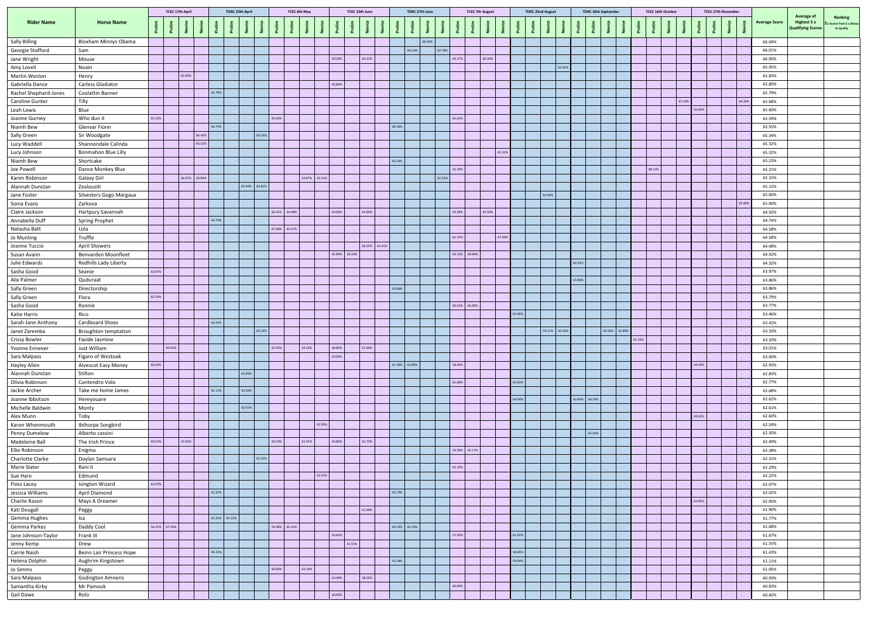| Rider Name | Horse Name | TCEC 17th April | | | | TDRC 25th April | | | | TCEC 8th May | | | | TCEC 19th June | | | | TDRC 27th June | | | | TCEC 7th August | | | | TDRC 22nd August | | | | TDRC 26th September | | | | TCEC 16th October | | | | TCEC 27th November | | | | Average Score | Average of Highest 5 x Qualifying Scores | Ranking 5 x Scores from 5 x Shows to Qualify |
|---|---|---|---|---|---|---|---|---|---|---|---|---|---|---|---|---|---|---|---|---|---|---|---|---|---|---|---|---|---|---|---|---|---|---|---|---|---|---|---|---|---|---|---|---|
| | | Prelim | Prelim | Novice | Novice | Prelim | Prelim | Novice | Novice | Prelim | Prelim | Novice | Novice | Prelim | Prelim | Novice | Novice | Prelim | Prelim | Novice | Novice | Prelim | Prelim | Novice | Novice | Prelim | Prelim | Novice | Novice | Prelim | Prelim | Novice | Novice | Prelim | Prelim | Novice | Novice | Prelim | Prelim | Novice | Novice | | | |
| Sally Billing | Bloxham Minnys Obama | | | | | | | | | | | | | | | | | | | 66.04% | | | | | | | | | | | | | | | | | | | | | | 66.04% | | |
| Georgie Stafford | Sam | | | | | | | | | | | | | | | | | | 69.23% | | 62.78% | | | | | | | | | | | | | | | | | | | | | 66.01% | | |
| Jane Wright | Mouse | | | | | | | | | | | | | 69.20% | | 64.31% | | | | | | 64.17% | | 66.30% | | | | | | | | | | | | | | | | | | 66.00% | | |
| Amy Lovell | Noain | | | | | | | | | | | | | | | | | | | | | | | | | | | | 65.95% | | | | | | | | | | | | | 65.95% | | |
| Martin Weston | Henry | | | 65.83% | | | | | | | | | | | | | | | | | | | | | | | | | | | | | | | | | | | | | | 65.83% | | |
| Gabriella Dance | Carless Gladiator | | | | | | | | | | | | | 65.80% | | | | | | | | | | | | | | | | | | | | | | | | | | | | 65.80% | | |
| Rachel Shephard-Jones | Coolattin Banner | | | | | 65.79% | | | | | | | | | | | | | | | | | | | | | | | | | | | | | | | | | | | | 65.79% | | |
| Caroline Gunter | Tilly | | | | | | | | | | | | | | | | | | | | | | | | | | | | | | | | | | | | 67.10% | | | | 64.26% | 65.68% | | |
| Leah Lewis | Blue | | | | | | | | | | | | | | | | | | | | | | | | | | | | | | | | | | | | | 65.60% | | | | 65.60% | | |
| Joanne Gurney | Who dun it | 65.52% | | | | | | | | 65.63% | | | | | | | | | | | | 65.63% | | | | | | | | | | | | | | | | | | | | 65.59% | | |
| Niamh Bew | Glenvar Fionn | | | | | 64.74% | | | | | | | | | | | | 66.36% | | | | | | | | | | | | | | | | | | | | | | | | 65.55% | | |
| Sally Green | Sir Woodgate | | | | 66.45% | | | | 64.23% | | | | | | | | | | | | | | | | | | | | | | | | | | | | | | | | | 65.34% | | |
| Lucy Waddell | Shannondale Calinda | | | 65.32% | | | | | | | | | | | | | | | | | | | | | | | | | | | | | | | | | | | | | | 65.32% | | |
| Lucy Johnson | Bonmahon Blue Lilly | | | | | | | | | | | | | | | | | | | | | | | | 65.32% | | | | | | | | | | | | | | | | | 65.32% | | |
| Niamh Bew | Shortcake | | | | | | | | | | | | | | | | | 65.23% | | | | | | | | | | | | | | | | | | | | | | | | 65.23% | | |
| Joe Powell | Dance Monkey Blue | | | | | | | | | | | | | | | | | | | | | 62.29% | | | | | | | | | | | | | 68.13% | | | | | | | 65.21% | | |
| Karen Robinson | Galaxy Girl | | | 66.67% | 69.84% | | | | | | | 63.87% | 63.15% | | | | | | | | 62.22% | | | | | | | | | | | | | | | | | | | | | 65.15% | | |
| Alannah Dunstan | ZealousIII | | | | | | | 65.44% | 64.81% | | | | | | | | | | | | | | | | | | | | | | | | | | | | | | | | | 65.12% | | |
| Jane Foster | Silvesters Gogo Margaux | | | | | | | | | | | | | | | | | | | | | | | | | | | 65.00% | | | | | | | | | | | | | | 65.00% | | |
| Sonia Evans | Zarkova | | | | | | | | | | | | | | | | | | | | | | | | | | | | | | | | | | | | | | | | 65.00% | 65.00% | | |
| Claire Jackson | Hartpury Savannah | | | | | | | | | 66.25% | 64.48% | | | 64.00% | | 64.83% | | | | | | 64.38% | | 65.56% | | | | | | | | | | | | | | | | | | 64.92% | | |
| Annabella Duff | Spring Prophet | | | | | 64.74% | | | | | | | | | | | | | | | | | | | | | | | | | | | | | | | | | | | | 64.74% | | |
| Natasha Batt | Lola | | | | | | | | | 67.08% | 62.07% | | | | | | | | | | | | | | | | | | | | | | | | | | | | | | | 64.58% | | |
| Jo Munting | Truffle | | | | | | | | | | | | | | | | | | | | | 61.25% | | | 67.90% | | | | | | | | | | | | | | | | | 64.58% | | |
| Joanne Tuccio | April Showers | | | | | | | | | | | | | | | 66.55% | 62.41% | | | | | | | | | | | | | | | | | | | | | | | | | 64.48% | | |
| Susan Avann | Benvarden Moonfleet | | | | | | | | | | | | | 61.80% | 63.10% | | | | | | | 63.13% | 69.66% | | | | | | | | | | | | | | | | | | | 64.42% | | |
| Julie Edwards | Redhills Lady Liberty | | | | | | | | | | | | | | | | | | | | | | | | | | | | | 64.32% | | | | | | | | | | | | 64.32% | | |
| Sasha Good | Seanie | 63.97% | | | | | | | | | | | | | | | | | | | | | | | | | | | | | | | | | | | | | | | | 63.97% | | |
| Alix Palmer | Quduraat | | | | | | | | | | | | | | | | | | | | | | | | | | | | | 63.86% | | | | | | | | | | | | 63.86% | | |
| Sally Green | Directorship | | | | | | | | | | | | | | | | | 63.86% | | | | | | | | | | | | | | | | | | | | | | | | 63.86% | | |
| Sally Green | Flora | 63.79% | | | | | | | | | | | | | | | | | | | | | | | | | | | | | | | | | | | | | | | | 63.79% | | |
| Sasha Good | Ronnie | | | | | | | | | | | | | | | | | | | | | 60.63% | 66.90% | | | | | | | | | | | | | | | | | | | 63.77% | | |
| Katie Harris | Rico | | | | | | | | | | | | | | | | | | | | | | | | | 63.46% | | | | | | | | | | | | | | | | 63.46% | | |
| Sarah-Jane Anthony | Cardboard Shoes | | | | | 63.42% | | | | | | | | | | | | | | | | | | | | | | | | | | | | | | | | | | | | 63.42% | | |
| Janet Zaremba | Broughton temptation | | | | | | | | 64.23% | | | | | | | | | | | | | | | | | | | 59.11% | 64.29% | | | 65.00% | 62.89% | | | | | | | | | 63.10% | | |
| Crissy Bowler | Faside Jasmine | | | | | | | | | | | | | | | | | | | | | | | | | | | | | | | | | 63.10% | | | | | | | | 63.10% | | |
| Yvonne Ennever | Just William | | 60.63% | | | | | | | 62.50% | | 63.23% | | 66.80% | | 61.90% | | | | | | | | | | | | | | | | | | | | | | | | | | 63.01% | | |
| Sara Malpass | Figaro of Westoak | | | | | | | | | | | | | 63.00% | | | | | | | | | | | | | | | | | | | | | | | | | | | | 63.00% | | |
| Hayley Allen | Alvescot Easy Money | 66.03% | | | | | | | | | | | | | | | | 61.59% | 63.85% | | | 58.96% | | | | | | | | | | | | | | | | 64.20% | | | | 62.93% | | |
| Alannah Dunstan | Stilton | | | | | | | 62.83% | | | | | | | | | | | | | | | | | | | | | | | | | | | | | | | | | | 62.83% | | |
| Olivia Robinson | Contendro Volo | | | | | | | | | | | | | | | | | | | | | 61.88% | | | | 63.65% | | | | | | | | | | | | | | | | 62.77% | | |
| Jackie Archer | Take me home James | | | | | 62.11% | | 63.26% | | | | | | | | | | | | | | | | | | | | | | | | | | | | | | | | | | 62.68% | | |
| Joanne Ibbotson | Hereyouare | | | | | | | | | | | | | | | | | | | | | | | | | 64.04% | | | | 63.64% | 60.19% | | | | | | | | | | | 62.62% | | |
| Michelle Baldwin | Monty | | | | | | | 62.61% | | | | | | | | | | | | | | | | | | | | | | | | | | | | | | | | | | 62.61% | | |
| Alex Munn | Toby | | | | | | | | | | | | | | | | | | | | | | | | | | | | | | | | | | | | | 62.60% | | | | 62.60% | | |
| Karon Whenmouth | Ibthorpe Songbird | | | | | | | | | | | | 62.59% | | | | | | | | | | | | | | | | | | | | | | | | | | | | | 62.59% | | |
| Penny Dumelow | Alberto cassini | | | | | | | | | | | | | | | | | | | | | | | | | | | | | | 62.50% | | | | | | | | | | | 62.50% | | |
| Madeleine Ball | The Irish Prince | 60.52% | | 62.92% | | | | | | 63.54% | | 61.45% | | 64.80% | | 61.72% | | | | | | | | | | | | | | | | | | | | | | | | | | 62.49% | | |
| Ellie Robinson | Enigma | | | | | | | | | | | | | | | | | | | | | 59.58% | 65.17% | | | | | | | | | | | | | | | | | | | 62.38% | | |
| Charlotte Clarke | Doylan Samsara | | | | | | | | 62.31% | | | | | | | | | | | | | | | | | | | | | | | | | | | | | | | | | 62.31% | | |
| Marie Slater | Rani II | | | | | | | | | | | | | | | | | | | | | 62.29% | | | | | | | | | | | | | | | | | | | | 62.29% | | |
| Sue Hare | Edmund | | | | | | | | | | | | 62.22% | | | | | | | | | | | | | | | | | | | | | | | | | | | | | 62.22% | | |
| Floss Lacey | Isington Wizard | 62.07% | | | | | | | | | | | | | | | | | | | | | | | | | | | | | | | | | | | | | | | | 62.07% | | |
| Jessica Williams | April Diamond | | | | | 61.32% | | | | | | | | | | | | 62.73% | | | | | | | | | | | | | | | | | | | | | | | | 62.02% | | |
| Charlie Rason | Mays A Dreamer | | | | | | | | | | | | | | | | | | | | | | | | | | | | | | | | | | | | | 62.00% | | | | 62.00% | | |
| Kati Dougall | Peggy | | | | | | | | | | | | | | | 61.90% | | | | | | | | | | | | | | | | | | | | | | | | | | 61.90% | | |
| Gemma Hughes | Isa | | | | | 61.32% | 62.22% | | | | | | | | | | | | | | | | | | | | | | | | | | | | | | | | | | | 61.77% | | |
| Gemma Parkes | Daddy Cool | 56.21% | 67.50% | | | | | | | 59.38% | 63.55% | | | | | | | 60.23% | 65.19% | | | | | | | | | | | | | | | | | | | | | | | 61.68% | | |
| Jane Johnson-Taylor | Frank III | | | | | | | | | | | | | 65.60% | | | | | | | | 57.50% | | | | 61.92% | | | | | | | | | | | | | | | | 61.67% | | |
| Jenny Kemp | Drew | | | | | | | | | | | | | | 61.55% | | | | | | | | | | | | | | | | | | | | | | | | | | | 61.55% | | |
| Carrie Naish | Beinn Lair Princess Hope | | | | | 64.21% | | | | | | | | | | | | | | | | | | | | 58.65% | | | | | | | | | | | | | | | | 61.43% | | |
| Helena Dolphin | Aughrim Kingstown | | | | | | | | | | | | | | | | | 63.18% | | | | | | | | 59.04% | | | | | | | | | | | | | | | | 61.11% | | |
| Jo Simms | Peggy | | | | | | | | | 60.00% | | 62.10% | | | | | | | | | | | | | | | | | | | | | | | | | | | | | | 61.05% | | |
| Sara Malpass | Godington Amneris | | | | | | | | | | | | | 63.40% | | 58.45% | | | | | | | | | | | | | | | | | | | | | | | | | | 60.93% | | |
| Samantha Kirby | Mr Pamook | | | | | | | | | | | | | | | | | | | | | 60.83% | | | | | | | | | | | | | | | | | | | | 60.83% | | |
| Gail Dawe | Rolo | | | | | | | | | | | | | 60.60% | | | | | | | | | | | | | | | | | | | | | | | | | | | | 60.60% | | |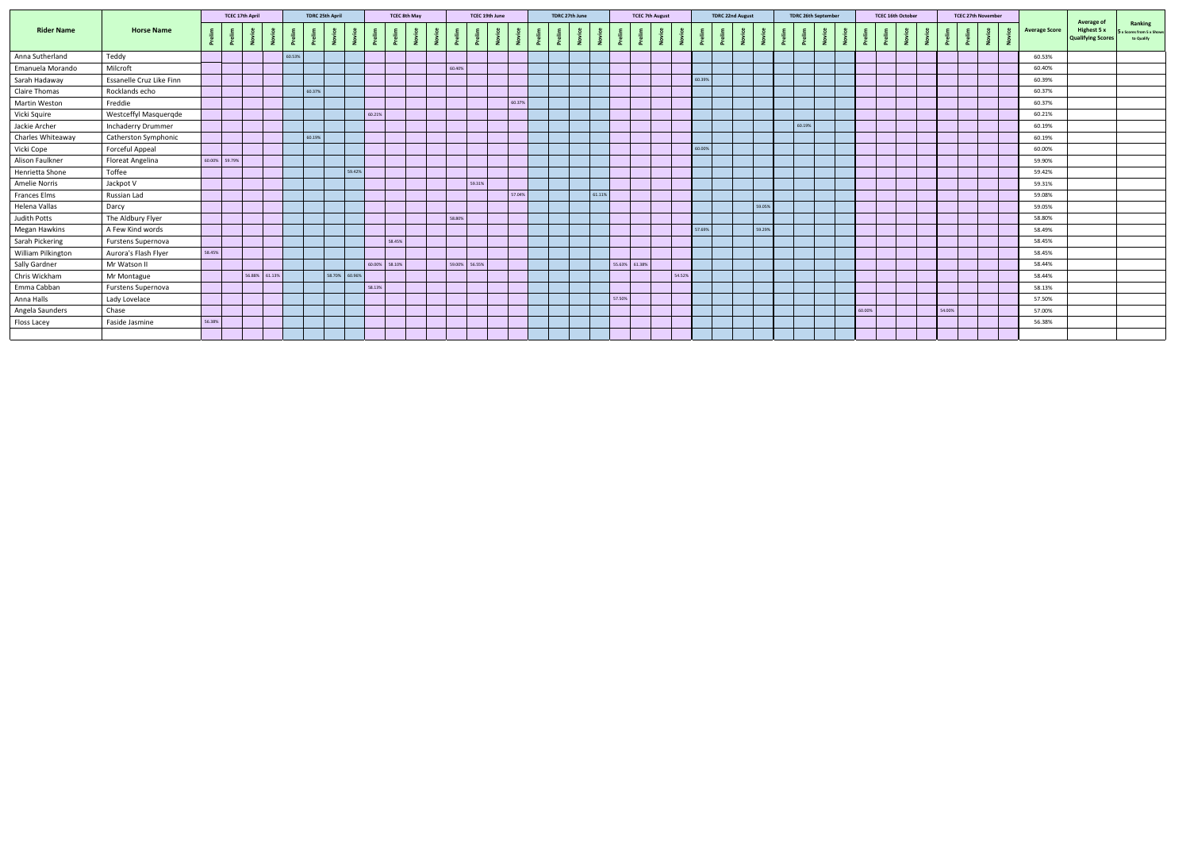| Rider Name | Horse Name | TCEC 17th April | | | | TDRC 25th April | | | | TCEC 8th May | | | | TCEC 19th June | | | | TDRC 27th June | | | | TCEC 7th August | | | | TDRC 22nd August | | | | TDRC 26th September | | | | TCEC 16th October | | | | TCEC 27th November | | | | Average Score | Average of Highest 5 x Qualifying Scores | Ranking 5 x Scores from 5 x Shows to Qualify |
|---|---|---|---|---|---|---|---|---|---|---|---|---|---|---|---|---|---|---|---|---|---|---|---|---|---|---|---|---|---|---|---|---|---|---|---|---|---|---|---|---|---|---|---|---|
| | | Prelim | Prelim | Novice | Novice | Prelim | Prelim | Novice | Novice | Prelim | Prelim | Novice | Novice | Prelim | Prelim | Novice | Novice | Prelim | Prelim | Novice | Novice | Prelim | Prelim | Novice | Novice | Prelim | Prelim | Novice | Novice | Prelim | Prelim | Novice | Novice | Prelim | Prelim | Novice | Novice | Prelim | Prelim | Novice | Novice | | | |
| Anna Sutherland | Teddy | | | | | 60.53% | | | | | | | | | | | | | | | | | | | | | | | | | | | | | | | | | | | | 60.53% | | |
| Emanuela Morando | Milcroft | | | | | | | | | | | | | 60.40% | | | | | | | | | | | | | | | | | | | | | | | | | | | | 60.40% | | |
| Sarah Hadaway | Essanelle Cruz Like Finn | | | | | | | | | | | | | | | | | | | | | | | | | 60.39% | | | | | | | | | | | | | | | | 60.39% | | |
| Claire Thomas | Rocklands echo | | | | | | 60.37% | | | | | | | | | | | | | | | | | | | | | | | | | | | | | | | | | | | 60.37% | | |
| Martin Weston | Freddie | | | | | | | | | | | | | | | | 60.37% | | | | | | | | | | | | | | | | | | | | | | | | | 60.37% | | |
| Vicki Squire | Westceffyl Masquerqde | | | | | | | | | 60.21% | | | | | | | | | | | | | | | | | | | | | | | | | | | | | | | | 60.21% | | |
| Jackie Archer | Inchaderry Drummer | | | | | | | | | | | | | | | | | | | | | | | | | | | | | | 60.19% | | | | | | | | | | | 60.19% | | |
| Charles Whiteaway | Catherston Symphonic | | | | | | 60.19% | | | | | | | | | | | | | | | | | | | | | | | | | | | | | | | | | | | 60.19% | | |
| Vicki Cope | Forceful Appeal | | | | | | | | | | | | | | | | | | | | | | | | | 60.00% | | | | | | | | | | | | | | | | 60.00% | | |
| Alison Faulkner | Floreat Angelina | 60.00% | 59.79% | | | | | | | | | | | | | | | | | | | | | | | | | | | | | | | | | | | | | | | 59.90% | | |
| Henrietta Shone | Toffee | | | | | | | | 59.42% | | | | | | | | | | | | | | | | | | | | | | | | | | | | | | | | | 59.42% | | |
| Amelie Norris | Jackpot V | | | | | | | | | | | | | | 59.31% | | | | | | | | | | | | | | | | | | | | | | | | | | | 59.31% | | |
| Frances Elms | Russian Lad | | | | | | | | | | | | | | | | 57.04% | | | | 61.11% | | | | | | | | | | | | | | | | | | | | | 59.08% | | |
| Helena Vallas | Darcy | | | | | | | | | | | | | | | | | | | | | | | | | | | | 59.05% | | | | | | | | | | | | | 59.05% | | |
| Judith Potts | The Aldbury Flyer | | | | | | | | | | | | | 58.80% | | | | | | | | | | | | | | | | | | | | | | | | | | | | 58.80% | | |
| Megan Hawkins | A Few Kind words | | | | | | | | | | | | | | | | | | | | | | | | | 57.69% | | | 59.29% | | | | | | | | | | | | | 58.49% | | |
| Sarah Pickering | Furstens Supernova | | | | | | | | | | 58.45% | | | | | | | | | | | | | | | | | | | | | | | | | | | | | | | 58.45% | | |
| William Pilkington | Aurora's Flash Flyer | 58.45% | | | | | | | | | | | | | | | | | | | | | | | | | | | | | | | | | | | | | | | | 58.45% | | |
| Sally Gardner | Mr Watson II | | | | | | | | | 60.00% | 58.10% | | | 59.00% | 56.55% | | | | | | | 55.63% | 61.38% | | | | | | | | | | | | | | | | | | | 58.44% | | |
| Chris Wickham | Mr Montague | | | 56.88% | 61.13% | | | 58.70% | 60.96% | | | | | | | | | | | | | | | | 54.52% | | | | | | | | | | | | | | | | | 58.44% | | |
| Emma Cabban | Furstens Supernova | | | | | | | | | 58.13% | | | | | | | | | | | | | | | | | | | | | | | | | | | | | | | | 58.13% | | |
| Anna Halls | Lady Lovelace | | | | | | | | | | | | | | | | | | | | | 57.50% | | | | | | | | | | | | | | | | | | | | 57.50% | | |
| Angela Saunders | Chase | | | | | | | | | | | | | | | | | | | | | | | | | | | | | | | | | 60.00% | | | | 54.00% | | | | 57.00% | | |
| Floss Lacey | Faside Jasmine | 56.38% | | | | | | | | | | | | | | | | | | | | | | | | | | | | | | | | | | | | | | | | 56.38% | | |